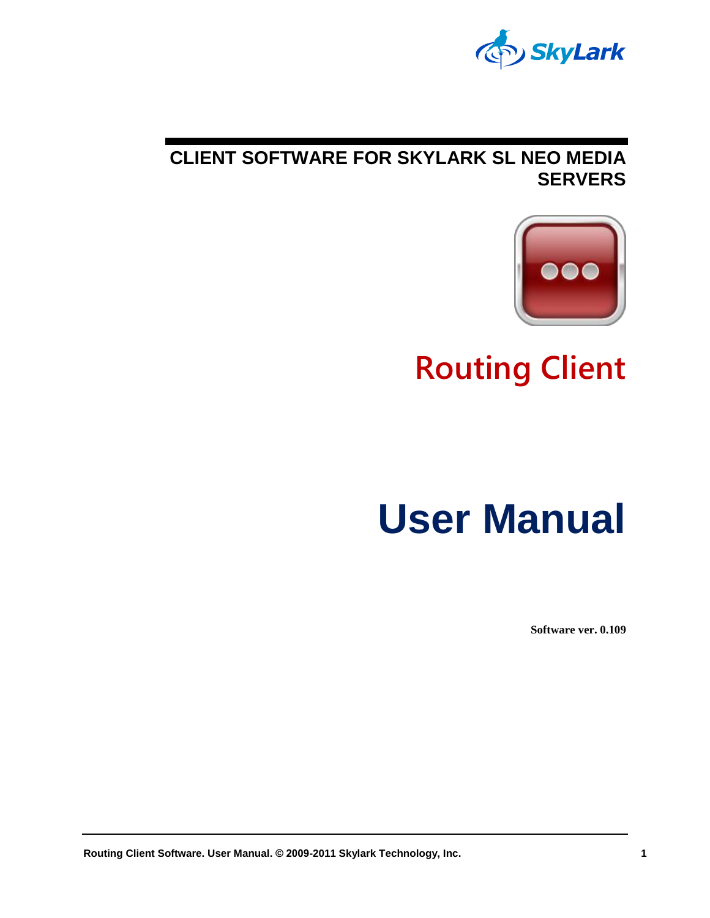SkyLark

## CLIENT SOFTWARE FOR SKYLARK SL NEO MEDIA SERVERS

# Routing Client

# User Manual

**Software ver. 0.109**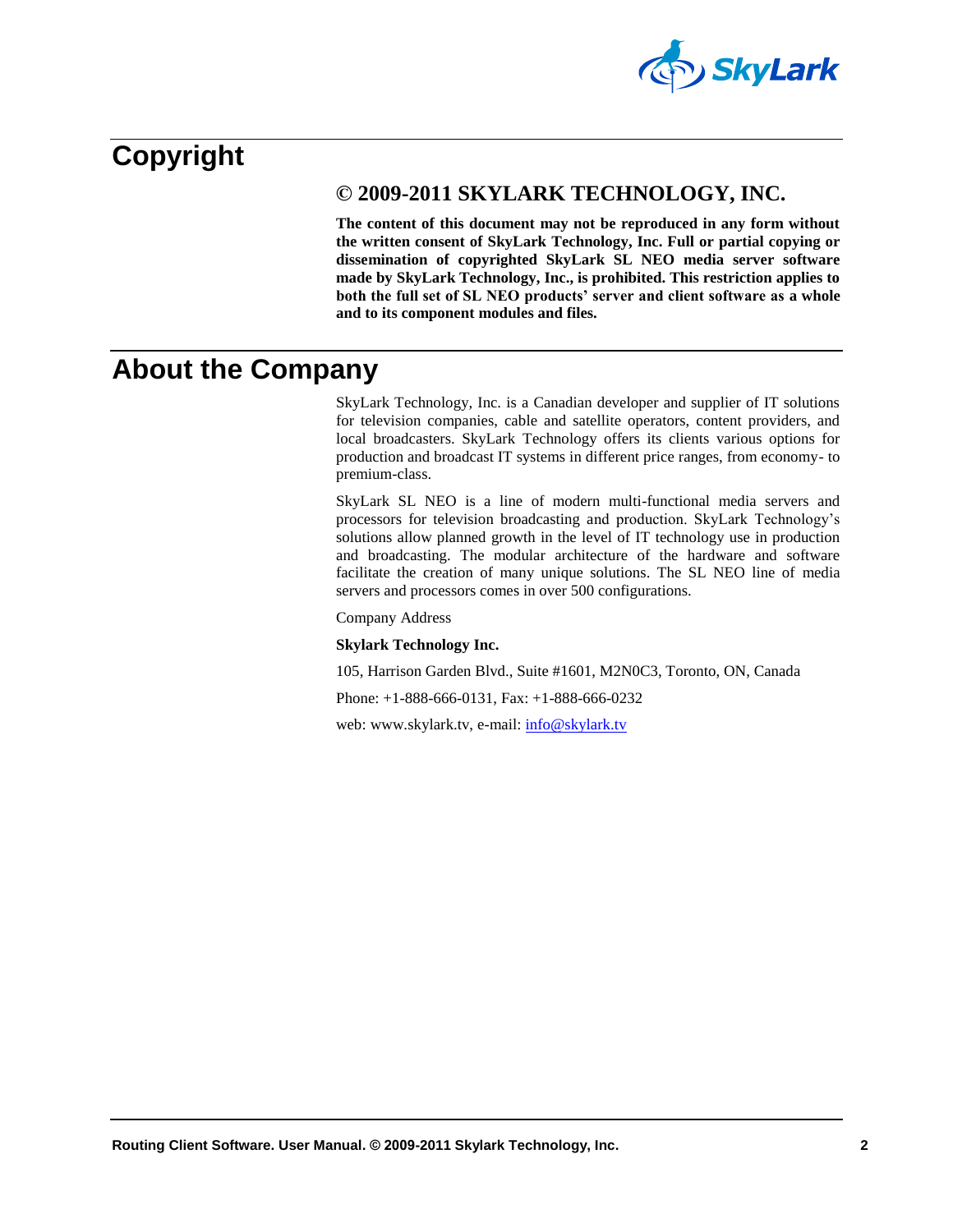# Copyright

## © 2009-2011 SKYLARK TECHNOLOGY, INC.

**The content of this document may not be reproduced in any form without the written consent of SkyLark Technology, Inc. Full or partial copying or dissemination of copyrighted SkyLark SL NEO media server software made by SkyLark Technology, Inc., is prohibited. This restriction applies to both the full set of SL NEO products' server and client software as a whole and to its component modules and files.**

# About the Company

SkyLark Technology, Inc. is a Canadian developer and supplier of IT solutions for television companies, cable and satellite operators, content providers, and local broadcasters. SkyLark Technology offers its clients various options for production and broadcast IT systems in different price ranges, from economy- to premium-class.

SkyLark SL NEO is a line of modern multi-functional media servers and processors for television broadcasting and production. SkyLark Technology's solutions allow planned growth in the level of IT technology use in production and broadcasting. The modular architecture of the hardware and software facilitate the creation of many unique solutions. The SL NEO line of media servers and processors comes in over 500 configurations.

Company Address

**Skylark Technology Inc.**

105, Harrison Garden Blvd., Suite #1601, M2N0C3, Toronto, ON, Canada

Phone: +1-888-666-0131, Fax: +1-888-666-0232

web: www.skylark.tv, e-mail: info@skylark.tv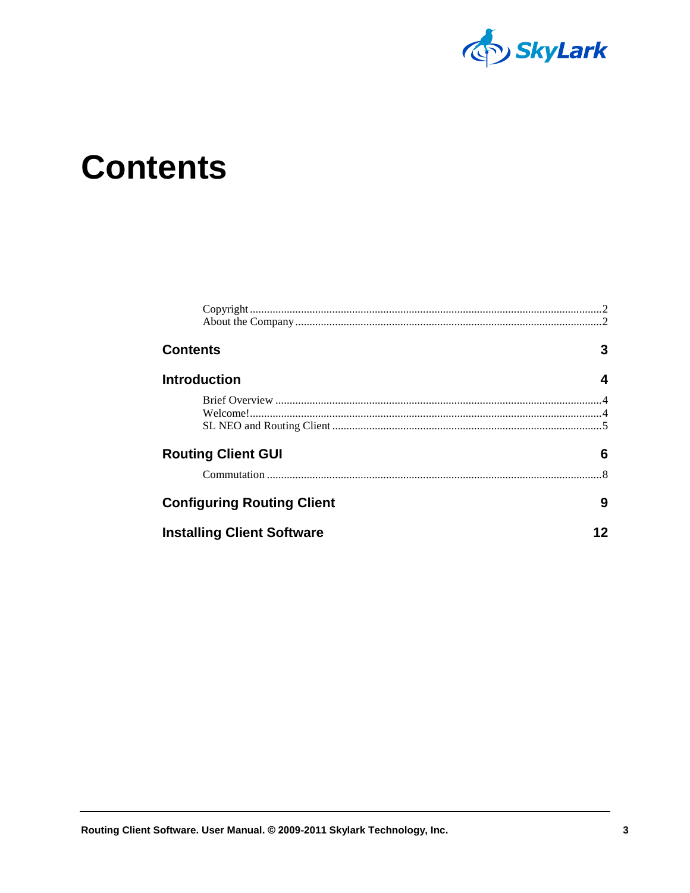# Contents

Copyright ............................................................................................................................2
About the Company ............................................................................................................2

**Contents** **3**

**Introduction** **4**

Brief Overview ....................................................................................................................4
Welcome! ............................................................................................................................4
SL NEO and Routing Client ................................................................................................5

**Routing Client GUI** **6**

Commutation ......................................................................................................................8

**Configuring Routing Client** **9**

**Installing Client Software** **12**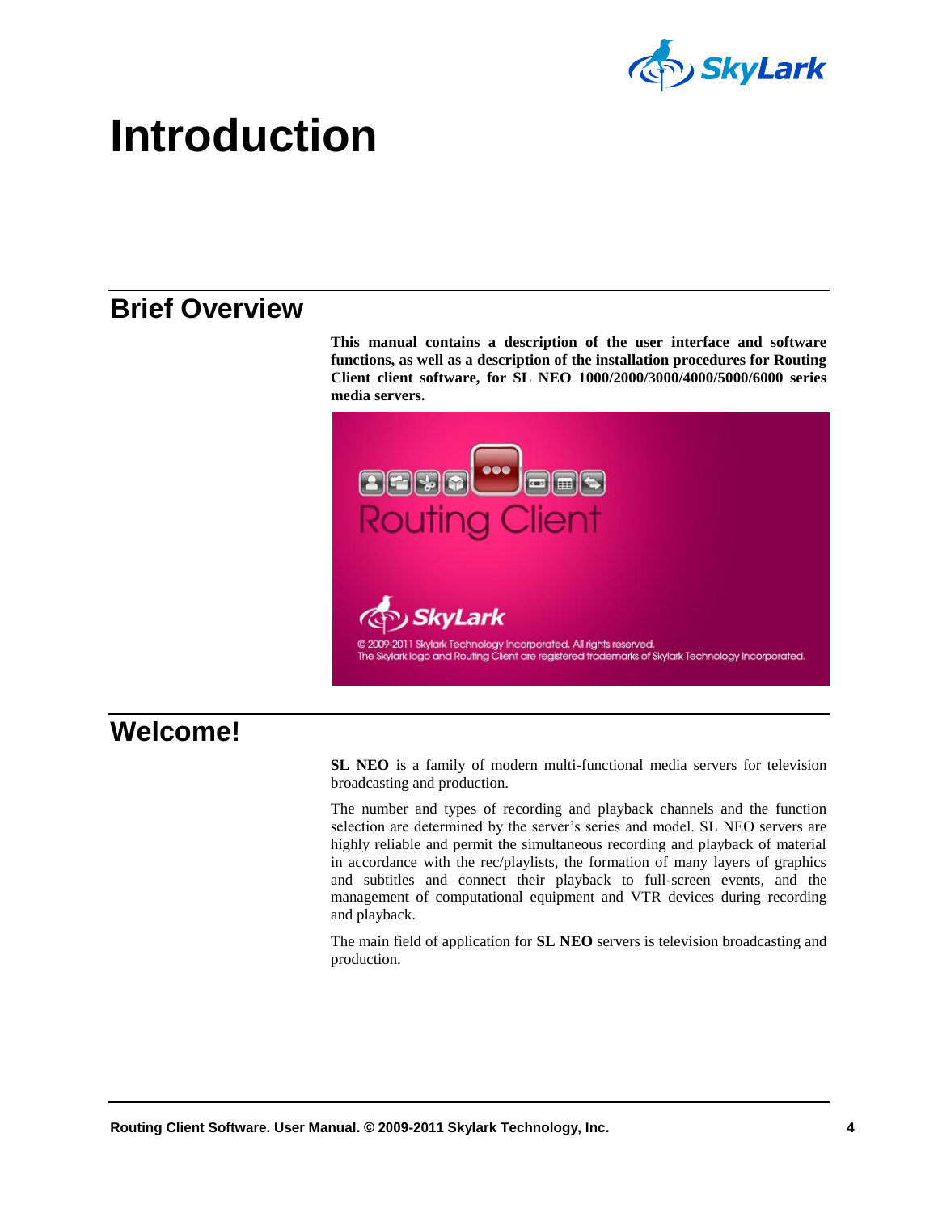# Introduction

## Brief Overview

**This manual contains a description of the user interface and software functions, as well as a description of the installation procedures for Routing Client client software, for SL NEO 1000/2000/3000/4000/5000/6000 series media servers.**

## Welcome!

**SL NEO** is a family of modern multi-functional media servers for television broadcasting and production.

The number and types of recording and playback channels and the function selection are determined by the server's series and model. SL NEO servers are highly reliable and permit the simultaneous recording and playback of material in accordance with the rec/playlists, the formation of many layers of graphics and subtitles and connect their playback to full-screen events, and the management of computational equipment and VTR devices during recording and playback.

The main field of application for **SL NEO** servers is television broadcasting and production.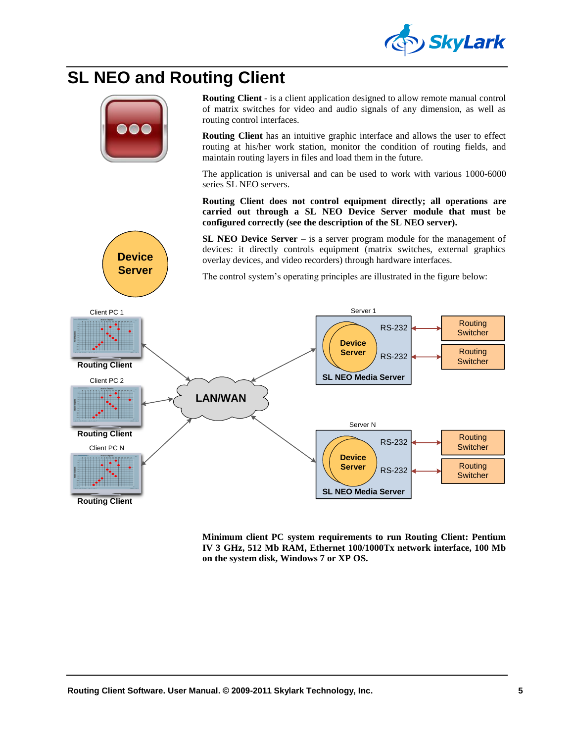# SL NEO and Routing Client

**Routing Client** - is a client application designed to allow remote manual control of matrix switches for video and audio signals of any dimension, as well as routing control interfaces.

**Routing Client** has an intuitive graphic interface and allows the user to effect routing at his/her work station, monitor the condition of routing fields, and maintain routing layers in files and load them in the future.

The application is universal and can be used to work with various 1000-6000 series SL NEO servers.

**Routing Client does not control equipment directly; all operations are carried out through a SL NEO Device Server module that must be configured correctly (see the description of the SL NEO server).**

**SL NEO Device Server** – is a server program module for the management of devices: it directly controls equipment (matrix switches, external graphics overlay devices, and video recorders) through hardware interfaces.

The control system's operating principles are illustrated in the figure below:

**Minimum client PC system requirements to run Routing Client: Pentium IV 3 GHz, 512 Mb RAM, Ethernet 100/1000Tx network interface, 100 Mb on the system disk, Windows 7 or XP OS.**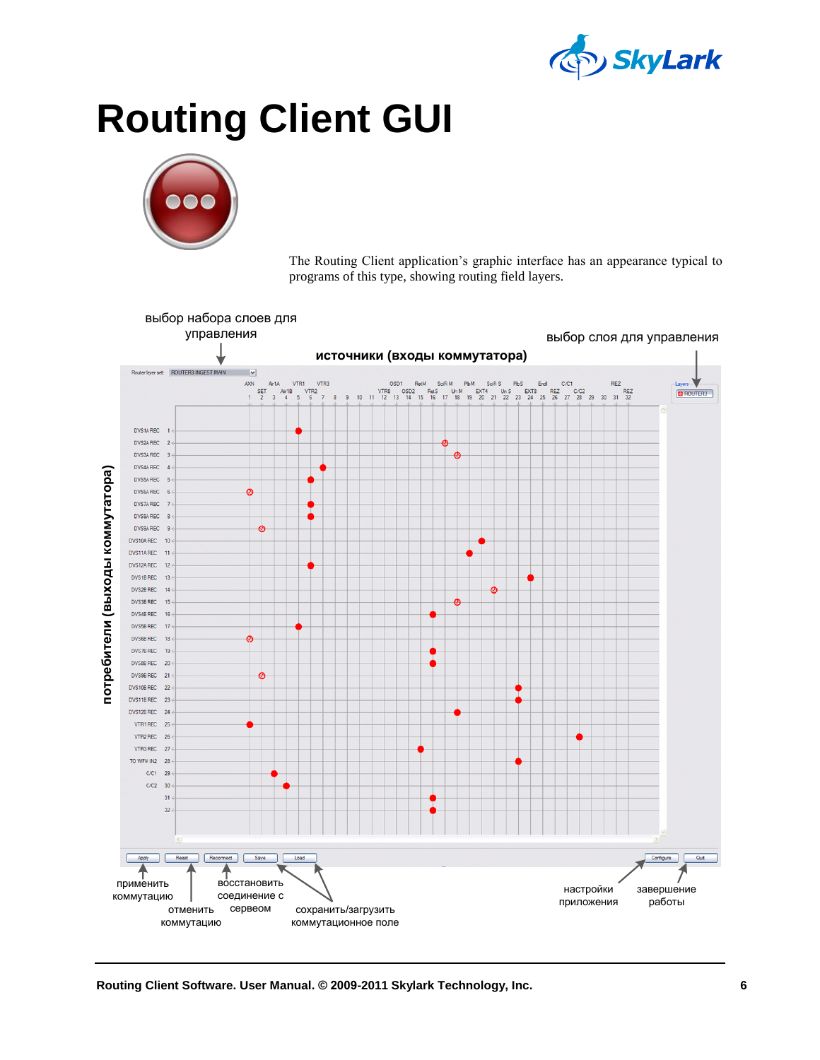# Routing Client GUI

The Routing Client application's graphic interface has an appearance typical to programs of this type, showing routing field layers.

выбор набора слоев для управления

выбор слоя для управления

источники (входы коммутатора)

потребители (выходы коммутатора)

применить коммутацию

отменить коммутацию

восстановить соединение с сервером

сохранить/загрузить коммутационное поле

настройки приложения

завершение работы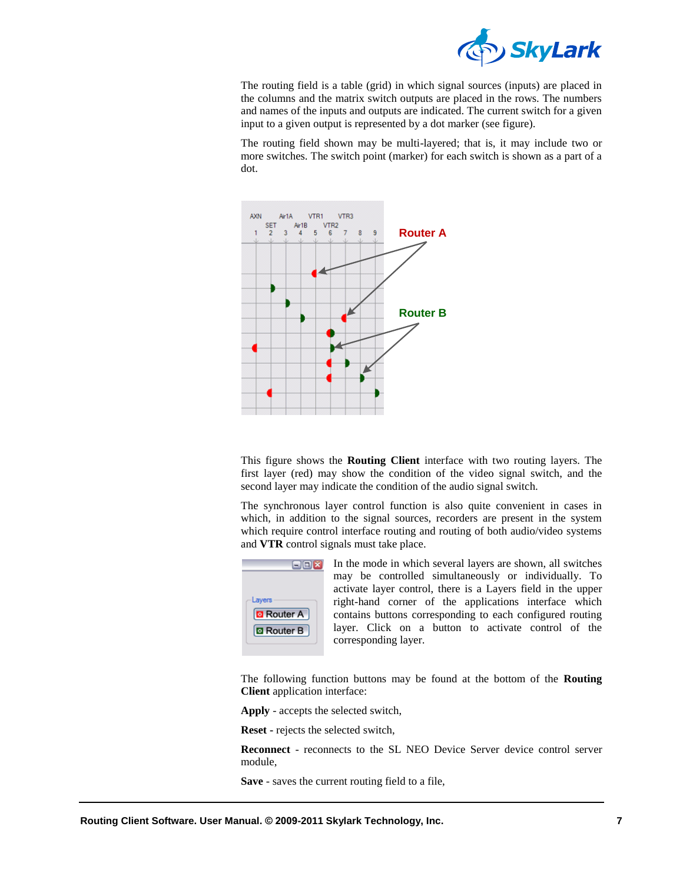The routing field is a table (grid) in which signal sources (inputs) are placed in the columns and the matrix switch outputs are placed in the rows. The numbers and names of the inputs and outputs are indicated. The current switch for a given input to a given output is represented by a dot marker (see figure).

The routing field shown may be multi-layered; that is, it may include two or more switches. The switch point (marker) for each switch is shown as a part of a dot.

This figure shows the **Routing Client** interface with two routing layers. The first layer (red) may show the condition of the video signal switch, and the second layer may indicate the condition of the audio signal switch.

The synchronous layer control function is also quite convenient in cases in which, in addition to the signal sources, recorders are present in the system which require control interface routing and routing of both audio/video systems and **VTR** control signals must take place.

In the mode in which several layers are shown, all switches may be controlled simultaneously or individually. To activate layer control, there is a Layers field in the upper right-hand corner of the applications interface which contains buttons corresponding to each configured routing layer. Click on a button to activate control of the corresponding layer.

The following function buttons may be found at the bottom of the **Routing Client** application interface:

**Apply** - accepts the selected switch,

**Reset** - rejects the selected switch,

**Reconnect** - reconnects to the SL NEO Device Server device control server module,

**Save** - saves the current routing field to a file,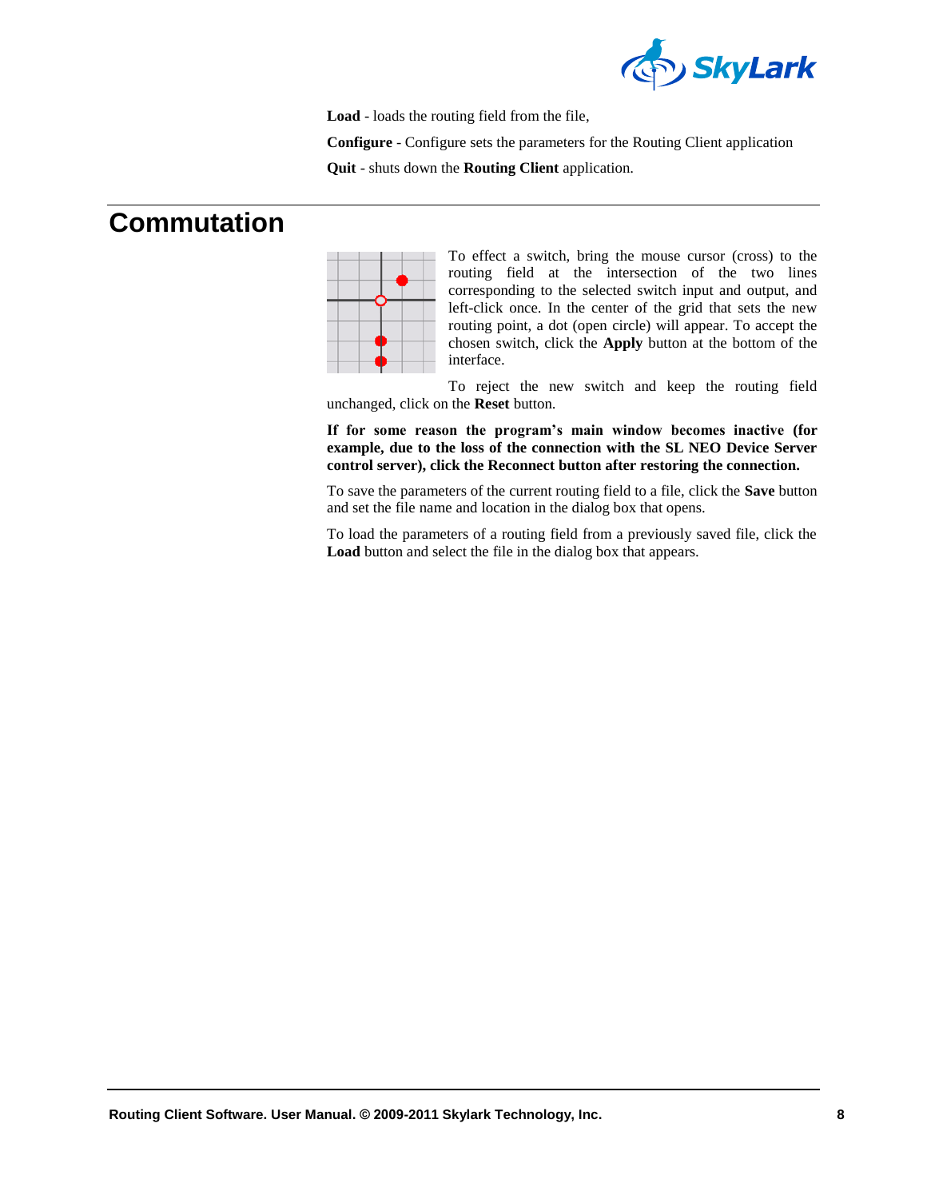**Load** - loads the routing field from the file,

**Configure** - Configure sets the parameters for the Routing Client application

**Quit** - shuts down the **Routing Client** application.

# Commutation

To effect a switch, bring the mouse cursor (cross) to the routing field at the intersection of the two lines corresponding to the selected switch input and output, and left-click once. In the center of the grid that sets the new routing point, a dot (open circle) will appear. To accept the chosen switch, click the **Apply** button at the bottom of the interface.

To reject the new switch and keep the routing field unchanged, click on the **Reset** button.

**If for some reason the program's main window becomes inactive (for example, due to the loss of the connection with the SL NEO Device Server control server), click the Reconnect button after restoring the connection.**

To save the parameters of the current routing field to a file, click the **Save** button and set the file name and location in the dialog box that opens.

To load the parameters of a routing field from a previously saved file, click the **Load** button and select the file in the dialog box that appears.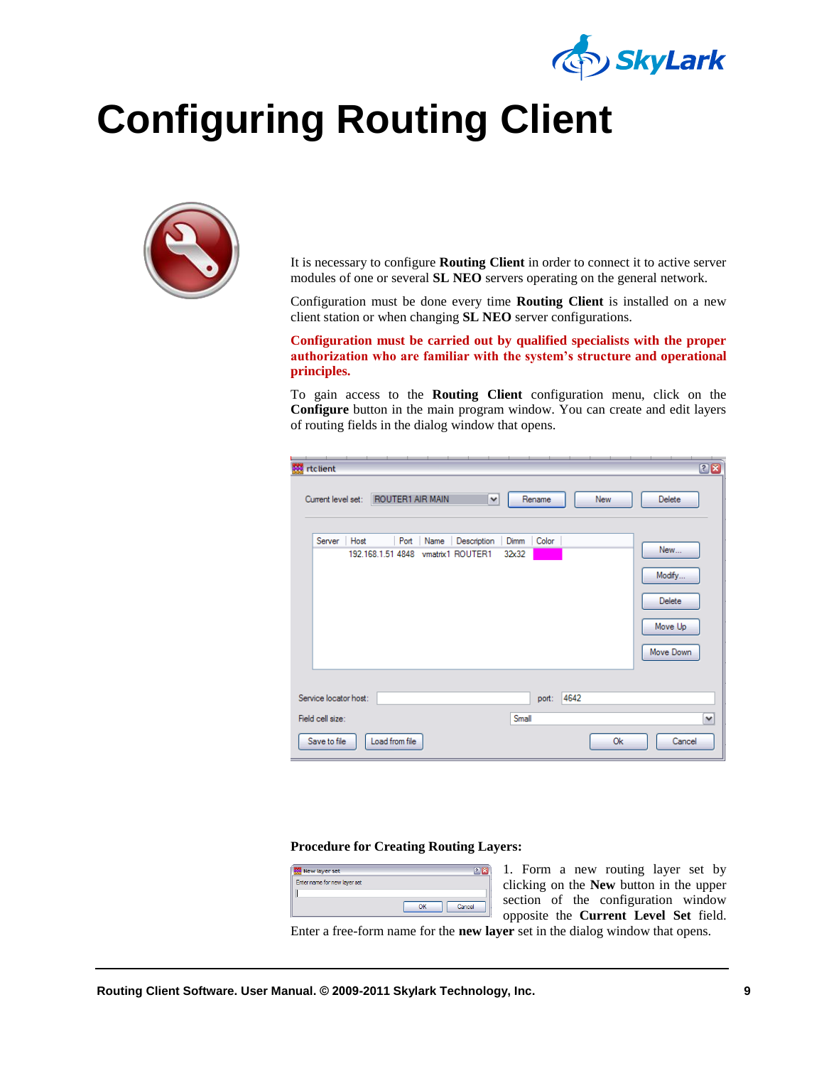# Configuring Routing Client

It is necessary to configure **Routing Client** in order to connect it to active server modules of one or several **SL NEO** servers operating on the general network.

Configuration must be done every time **Routing Client** is installed on a new client station or when changing **SL NEO** server configurations.

**Configuration must be carried out by qualified specialists with the proper authorization who are familiar with the system's structure and operational principles.**

To gain access to the **Routing Client** configuration menu, click on the **Configure** button in the main program window. You can create and edit layers of routing fields in the dialog window that opens.

**Procedure for Creating Routing Layers:**

1. Form a new routing layer set by clicking on the **New** button in the upper section of the configuration window opposite the **Current Level Set** field. Enter a free-form name for the **new layer** set in the dialog window that opens.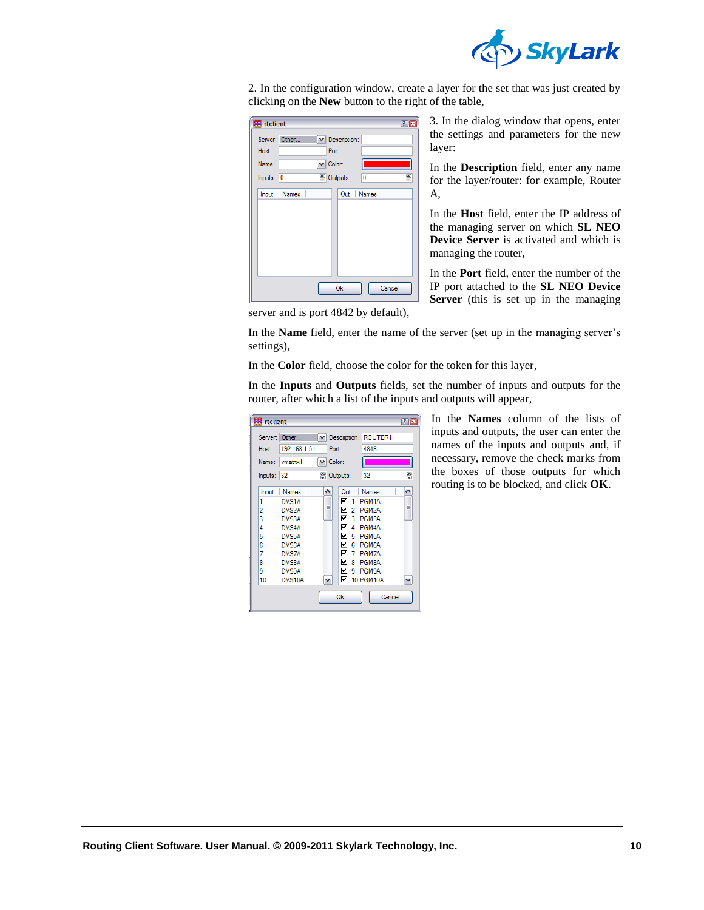2. In the configuration window, create a layer for the set that was just created by clicking on the **New** button to the right of the table,

3. In the dialog window that opens, enter the settings and parameters for the new layer:

In the **Description** field, enter any name for the layer/router: for example, Router A,

In the **Host** field, enter the IP address of the managing server on which **SL NEO Device Server** is activated and which is managing the router,

In the **Port** field, enter the number of the IP port attached to the **SL NEO Device Server** (this is set up in the managing server and is port 4842 by default),

In the **Name** field, enter the name of the server (set up in the managing server's settings),

In the **Color** field, choose the color for the token for this layer,

In the **Inputs** and **Outputs** fields, set the number of inputs and outputs for the router, after which a list of the inputs and outputs will appear,

In the **Names** column of the lists of inputs and outputs, the user can enter the names of the inputs and outputs and, if necessary, remove the check marks from the boxes of those outputs for which routing is to be blocked, and click **OK**.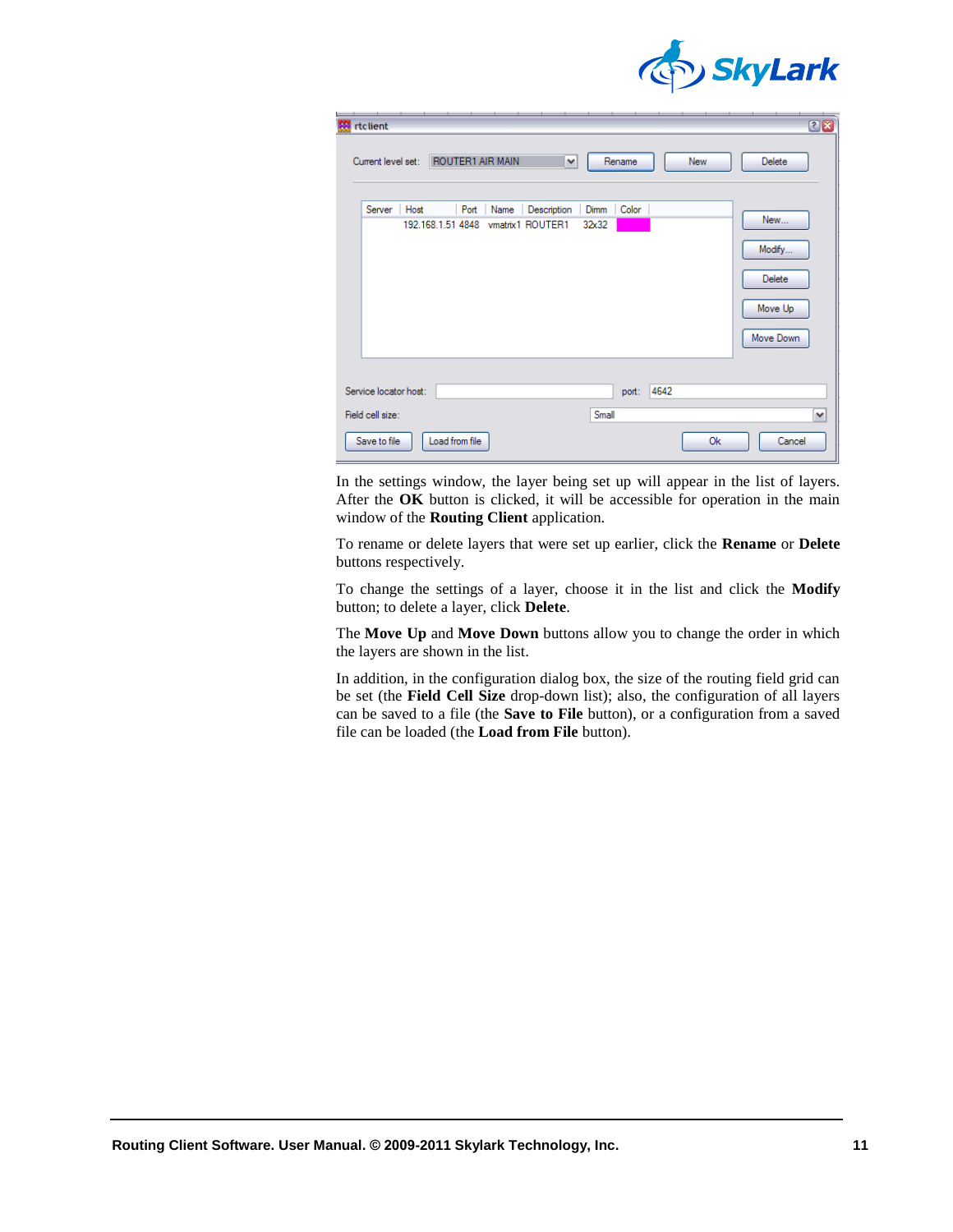In the settings window, the layer being set up will appear in the list of layers. After the **OK** button is clicked, it will be accessible for operation in the main window of the **Routing Client** application.

To rename or delete layers that were set up earlier, click the **Rename** or **Delete** buttons respectively.

To change the settings of a layer, choose it in the list and click the **Modify** button; to delete a layer, click **Delete**.

The **Move Up** and **Move Down** buttons allow you to change the order in which the layers are shown in the list.

In addition, in the configuration dialog box, the size of the routing field grid can be set (the **Field Cell Size** drop-down list); also, the configuration of all layers can be saved to a file (the **Save to File** button), or a configuration from a saved file can be loaded (the **Load from File** button).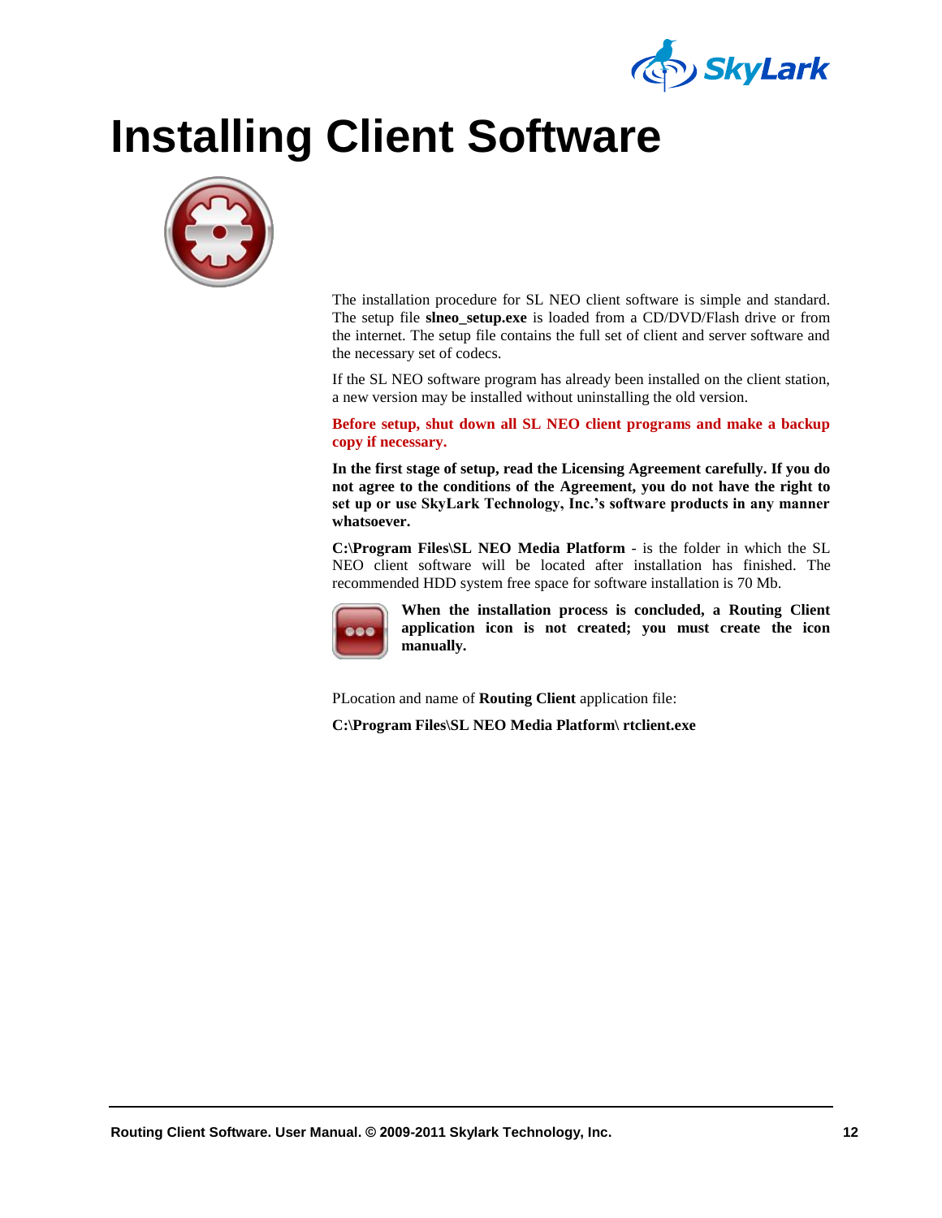# Installing Client Software

The installation procedure for SL NEO client software is simple and standard. The setup file **slneo_setup.exe** is loaded from a CD/DVD/Flash drive or from the internet. The setup file contains the full set of client and server software and the necessary set of codecs.

If the SL NEO software program has already been installed on the client station, a new version may be installed without uninstalling the old version.

**Before setup, shut down all SL NEO client programs and make a backup copy if necessary.**

**In the first stage of setup, read the Licensing Agreement carefully. If you do not agree to the conditions of the Agreement, you do not have the right to set up or use SkyLark Technology, Inc.'s software products in any manner whatsoever.**

**C:\Program Files\SL NEO Media Platform** - is the folder in which the SL NEO client software will be located after installation has finished. The recommended HDD system free space for software installation is 70 Mb.

**When the installation process is concluded, a Routing Client application icon is not created; you must create the icon manually.**

PLocation and name of **Routing Client** application file:

**C:\Program Files\SL NEO Media Platform\ rtclient.exe**